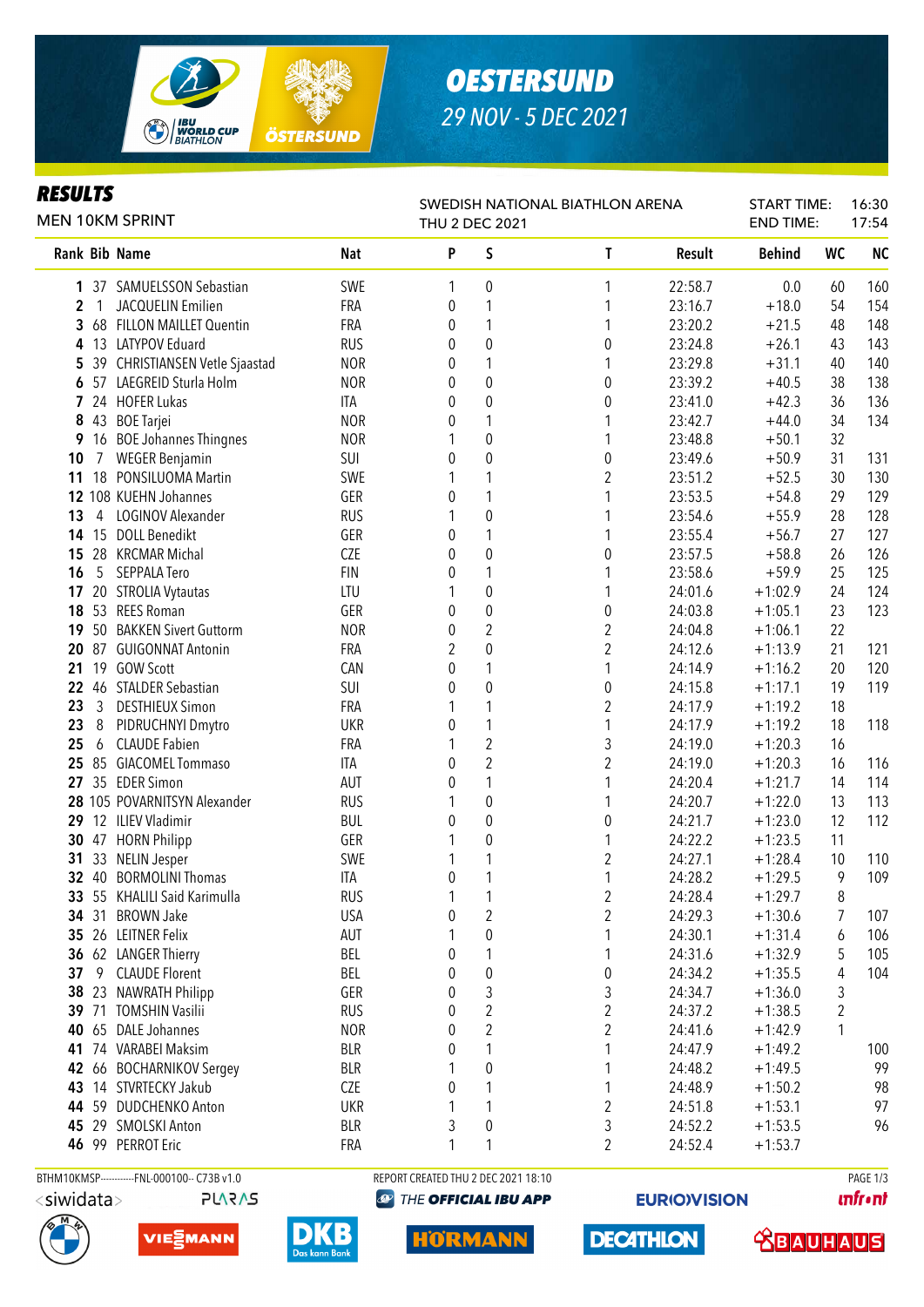# OESTERSUND

## 29 NOV - 5 DEC 2021

## RESULTS

MEN 10KM SPRINT

SWEDISH NATIONAL BIATHLON ARENA
THU 2 DEC 2021

START TIME: 16:30
END TIME: 17:54

| Rank | Bib | Name | Nat | P | S | T | Result | Behind | WC | NC |
|---|---|---|---|---|---|---|---|---|---|---|
| 1 | 37 | SAMUELSSON Sebastian | SWE | 1 | 0 | 1 | 22:58.7 | 0.0 | 60 | 160 |
| 2 | 1 | JACQUELIN Emilien | FRA | 0 | 1 | 1 | 23:16.7 | +18.0 | 54 | 154 |
| 3 | 68 | FILLON MAILLET Quentin | FRA | 0 | 1 | 1 | 23:20.2 | +21.5 | 48 | 148 |
| 4 | 13 | LATYPOV Eduard | RUS | 0 | 0 | 0 | 23:24.8 | +26.1 | 43 | 143 |
| 5 | 39 | CHRISTIANSEN Vetle Sjaastad | NOR | 0 | 1 | 1 | 23:29.8 | +31.1 | 40 | 140 |
| 6 | 57 | LAEGREID Sturla Holm | NOR | 0 | 0 | 0 | 23:39.2 | +40.5 | 38 | 138 |
| 7 | 24 | HOFER Lukas | ITA | 0 | 0 | 0 | 23:41.0 | +42.3 | 36 | 136 |
| 8 | 43 | BOE Tarjei | NOR | 0 | 1 | 1 | 23:42.7 | +44.0 | 34 | 134 |
| 9 | 16 | BOE Johannes Thingnes | NOR | 1 | 0 | 1 | 23:48.8 | +50.1 | 32 | |
| 10 | 7 | WEGER Benjamin | SUI | 0 | 0 | 0 | 23:49.6 | +50.9 | 31 | 131 |
| 11 | 18 | PONSILUOMA Martin | SWE | 1 | 1 | 2 | 23:51.2 | +52.5 | 30 | 130 |
| 12 | 108 | KUEHN Johannes | GER | 0 | 1 | 1 | 23:53.5 | +54.8 | 29 | 129 |
| 13 | 4 | LOGINOV Alexander | RUS | 1 | 0 | 1 | 23:54.6 | +55.9 | 28 | 128 |
| 14 | 15 | DOLL Benedikt | GER | 0 | 1 | 1 | 23:55.4 | +56.7 | 27 | 127 |
| 15 | 28 | KRCMAR Michal | CZE | 0 | 0 | 0 | 23:57.5 | +58.8 | 26 | 126 |
| 16 | 5 | SEPPALA Tero | FIN | 0 | 1 | 1 | 23:58.6 | +59.9 | 25 | 125 |
| 17 | 20 | STROLIA Vytautas | LTU | 1 | 0 | 1 | 24:01.6 | +1:02.9 | 24 | 124 |
| 18 | 53 | REES Roman | GER | 0 | 0 | 0 | 24:03.8 | +1:05.1 | 23 | 123 |
| 19 | 50 | BAKKEN Sivert Guttorm | NOR | 0 | 2 | 2 | 24:04.8 | +1:06.1 | 22 | |
| 20 | 87 | GUIGONNAT Antonin | FRA | 2 | 0 | 2 | 24:12.6 | +1:13.9 | 21 | 121 |
| 21 | 19 | GOW Scott | CAN | 0 | 1 | 1 | 24:14.9 | +1:16.2 | 20 | 120 |
| 22 | 46 | STALDER Sebastian | SUI | 0 | 0 | 0 | 24:15.8 | +1:17.1 | 19 | 119 |
| 23 | 3 | DESTHIEUX Simon | FRA | 1 | 1 | 2 | 24:17.9 | +1:19.2 | 18 | |
| 23 | 8 | PIDRUCHNYI Dmytro | UKR | 0 | 1 | 1 | 24:17.9 | +1:19.2 | 18 | 118 |
| 25 | 6 | CLAUDE Fabien | FRA | 1 | 2 | 3 | 24:19.0 | +1:20.3 | 16 | |
| 25 | 85 | GIACOMEL Tommaso | ITA | 0 | 2 | 2 | 24:19.0 | +1:20.3 | 16 | 116 |
| 27 | 35 | EDER Simon | AUT | 0 | 1 | 1 | 24:20.4 | +1:21.7 | 14 | 114 |
| 28 | 105 | POVARNITSYN Alexander | RUS | 1 | 0 | 1 | 24:20.7 | +1:22.0 | 13 | 113 |
| 29 | 12 | ILIEV Vladimir | BUL | 0 | 0 | 0 | 24:21.7 | +1:23.0 | 12 | 112 |
| 30 | 47 | HORN Philipp | GER | 1 | 0 | 1 | 24:22.2 | +1:23.5 | 11 | |
| 31 | 33 | NELIN Jesper | SWE | 1 | 1 | 2 | 24:27.1 | +1:28.4 | 10 | 110 |
| 32 | 40 | BORMOLINI Thomas | ITA | 0 | 1 | 1 | 24:28.2 | +1:29.5 | 9 | 109 |
| 33 | 55 | KHALILI Said Karimulla | RUS | 1 | 1 | 2 | 24:28.4 | +1:29.7 | 8 | |
| 34 | 31 | BROWN Jake | USA | 0 | 2 | 2 | 24:29.3 | +1:30.6 | 7 | 107 |
| 35 | 26 | LEITNER Felix | AUT | 1 | 0 | 1 | 24:30.1 | +1:31.4 | 6 | 106 |
| 36 | 62 | LANGER Thierry | BEL | 0 | 1 | 1 | 24:31.6 | +1:32.9 | 5 | 105 |
| 37 | 9 | CLAUDE Florent | BEL | 0 | 0 | 0 | 24:34.2 | +1:35.5 | 4 | 104 |
| 38 | 23 | NAWRATH Philipp | GER | 0 | 3 | 3 | 24:34.7 | +1:36.0 | 3 | |
| 39 | 71 | TOMSHIN Vasilii | RUS | 0 | 2 | 2 | 24:37.2 | +1:38.5 | 2 | |
| 40 | 65 | DALE Johannes | NOR | 0 | 2 | 2 | 24:41.6 | +1:42.9 | 1 | |
| 41 | 74 | VARABEI Maksim | BLR | 0 | 1 | 1 | 24:47.9 | +1:49.2 | | 100 |
| 42 | 66 | BOCHARNIKOV Sergey | BLR | 1 | 0 | 1 | 24:48.2 | +1:49.5 | | 99 |
| 43 | 14 | STVRTECKY Jakub | CZE | 0 | 1 | 1 | 24:48.9 | +1:50.2 | | 98 |
| 44 | 59 | DUDCHENKO Anton | UKR | 1 | 1 | 2 | 24:51.8 | +1:53.1 | | 97 |
| 45 | 29 | SMOLSKI Anton | BLR | 3 | 0 | 3 | 24:52.2 | +1:53.5 | | 96 |
| 46 | 99 | PERROT Eric | FRA | 1 | 1 | 2 | 24:52.4 | +1:53.7 | | |

BTHM10KMSP-----------FNL-000100-- C73B v1.0 REPORT CREATED THU 2 DEC 2021 18:10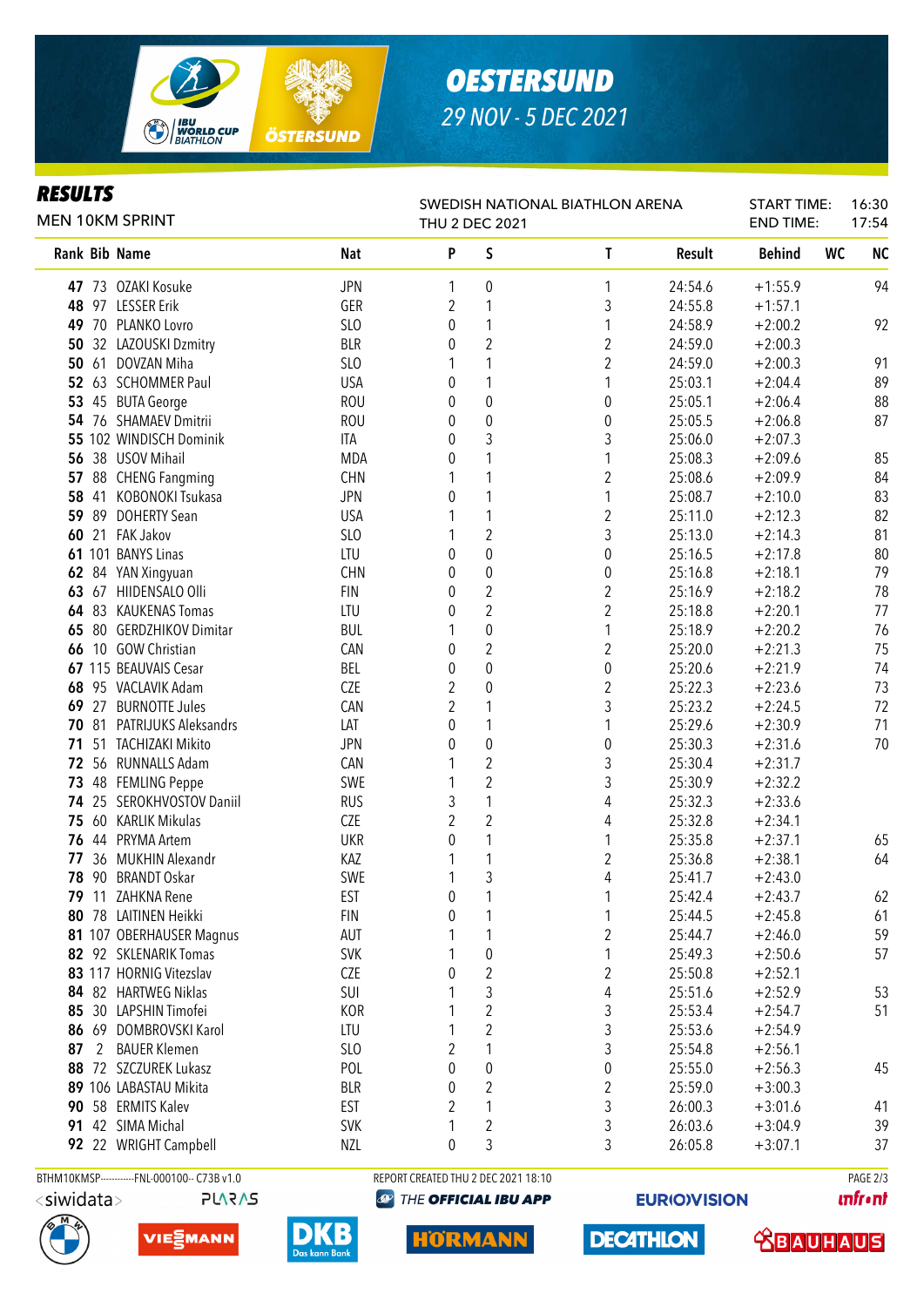# OESTERSUND

29 NOV - 5 DEC 2021

## RESULTS

MEN 10KM SPRINT

SWEDISH NATIONAL BIATHLON ARENA
THU 2 DEC 2021

START TIME: 16:30
END TIME: 17:54

| Rank | Bib | Name | Nat | P | S | T | Result | Behind | WC | NC |
|---|---|---|---|---|---|---|---|---|---|---|
| 47 | 73 | OZAKI Kosuke | JPN | 1 | 0 | 1 | 24:54.6 | +1:55.9 | | 94 |
| 48 | 97 | LESSER Erik | GER | 2 | 1 | 3 | 24:55.8 | +1:57.1 | | |
| 49 | 70 | PLANKO Lovro | SLO | 0 | 1 | 1 | 24:58.9 | +2:00.2 | | 92 |
| 50 | 32 | LAZOUSKI Dzmitry | BLR | 0 | 2 | 2 | 24:59.0 | +2:00.3 | | |
| 50 | 61 | DOVZAN Miha | SLO | 1 | 1 | 2 | 24:59.0 | +2:00.3 | | 91 |
| 52 | 63 | SCHOMMER Paul | USA | 0 | 1 | 1 | 25:03.1 | +2:04.4 | | 89 |
| 53 | 45 | BUTA George | ROU | 0 | 0 | 0 | 25:05.1 | +2:06.4 | | 88 |
| 54 | 76 | SHAMAEV Dmitrii | ROU | 0 | 0 | 0 | 25:05.5 | +2:06.8 | | 87 |
| 55 | 102 | WINDISCH Dominik | ITA | 0 | 3 | 3 | 25:06.0 | +2:07.3 | | |
| 56 | 38 | USOV Mihail | MDA | 0 | 1 | 1 | 25:08.3 | +2:09.6 | | 85 |
| 57 | 88 | CHENG Fangming | CHN | 1 | 1 | 2 | 25:08.6 | +2:09.9 | | 84 |
| 58 | 41 | KOBONOKI Tsukasa | JPN | 0 | 1 | 1 | 25:08.7 | +2:10.0 | | 83 |
| 59 | 89 | DOHERTY Sean | USA | 1 | 1 | 2 | 25:11.0 | +2:12.3 | | 82 |
| 60 | 21 | FAK Jakov | SLO | 1 | 2 | 3 | 25:13.0 | +2:14.3 | | 81 |
| 61 | 101 | BANYS Linas | LTU | 0 | 0 | 0 | 25:16.5 | +2:17.8 | | 80 |
| 62 | 84 | YAN Xingyuan | CHN | 0 | 0 | 0 | 25:16.8 | +2:18.1 | | 79 |
| 63 | 67 | HIIDENSALO Olli | FIN | 0 | 2 | 2 | 25:16.9 | +2:18.2 | | 78 |
| 64 | 83 | KAUKENAS Tomas | LTU | 0 | 2 | 2 | 25:18.8 | +2:20.1 | | 77 |
| 65 | 80 | GERDZHIKOV Dimitar | BUL | 1 | 0 | 1 | 25:18.9 | +2:20.2 | | 76 |
| 66 | 10 | GOW Christian | CAN | 0 | 2 | 2 | 25:20.0 | +2:21.3 | | 75 |
| 67 | 115 | BEAUVAIS Cesar | BEL | 0 | 0 | 0 | 25:20.6 | +2:21.9 | | 74 |
| 68 | 95 | VACLAVIK Adam | CZE | 2 | 0 | 2 | 25:22.3 | +2:23.6 | | 73 |
| 69 | 27 | BURNOTTE Jules | CAN | 2 | 1 | 3 | 25:23.2 | +2:24.5 | | 72 |
| 70 | 81 | PATRIJUKS Aleksandrs | LAT | 0 | 1 | 1 | 25:29.6 | +2:30.9 | | 71 |
| 71 | 51 | TACHIZAKI Mikito | JPN | 0 | 0 | 0 | 25:30.3 | +2:31.6 | | 70 |
| 72 | 56 | RUNNALLS Adam | CAN | 1 | 2 | 3 | 25:30.4 | +2:31.7 | | |
| 73 | 48 | FEMLING Peppe | SWE | 1 | 2 | 3 | 25:30.9 | +2:32.2 | | |
| 74 | 25 | SEROKHVOSTOV Daniil | RUS | 3 | 1 | 4 | 25:32.3 | +2:33.6 | | |
| 75 | 60 | KARLIK Mikulas | CZE | 2 | 2 | 4 | 25:32.8 | +2:34.1 | | |
| 76 | 44 | PRYMA Artem | UKR | 0 | 1 | 1 | 25:35.8 | +2:37.1 | | 65 |
| 77 | 36 | MUKHIN Alexandr | KAZ | 1 | 1 | 2 | 25:36.8 | +2:38.1 | | 64 |
| 78 | 90 | BRANDT Oskar | SWE | 1 | 3 | 4 | 25:41.7 | +2:43.0 | | |
| 79 | 11 | ZAHKNA Rene | EST | 0 | 1 | 1 | 25:42.4 | +2:43.7 | | 62 |
| 80 | 78 | LAITINEN Heikki | FIN | 0 | 1 | 1 | 25:44.5 | +2:45.8 | | 61 |
| 81 | 107 | OBERHAUSER Magnus | AUT | 1 | 1 | 2 | 25:44.7 | +2:46.0 | | 59 |
| 82 | 92 | SKLENARIK Tomas | SVK | 1 | 0 | 1 | 25:49.3 | +2:50.6 | | 57 |
| 83 | 117 | HORNIG Vitezslav | CZE | 0 | 2 | 2 | 25:50.8 | +2:52.1 | | |
| 84 | 82 | HARTWEG Niklas | SUI | 1 | 3 | 4 | 25:51.6 | +2:52.9 | | 53 |
| 85 | 30 | LAPSHIN Timofei | KOR | 1 | 2 | 3 | 25:53.4 | +2:54.7 | | 51 |
| 86 | 69 | DOMBROVSKI Karol | LTU | 1 | 2 | 3 | 25:53.6 | +2:54.9 | | |
| 87 | 2 | BAUER Klemen | SLO | 2 | 1 | 3 | 25:54.8 | +2:56.1 | | |
| 88 | 72 | SZCZUREK Lukasz | POL | 0 | 0 | 0 | 25:55.0 | +2:56.3 | | 45 |
| 89 | 106 | LABASTAU Mikita | BLR | 0 | 2 | 2 | 25:59.0 | +3:00.3 | | |
| 90 | 58 | ERMITS Kalev | EST | 2 | 1 | 3 | 26:00.3 | +3:01.6 | | 41 |
| 91 | 42 | SIMA Michal | SVK | 1 | 2 | 3 | 26:03.6 | +3:04.9 | | 39 |
| 92 | 22 | WRIGHT Campbell | NZL | 0 | 3 | 3 | 26:05.8 | +3:07.1 | | 37 |

BTHM10KMSP-----------FNL-000100-- C73B v1.0
REPORT CREATED THU 2 DEC 2021 18:10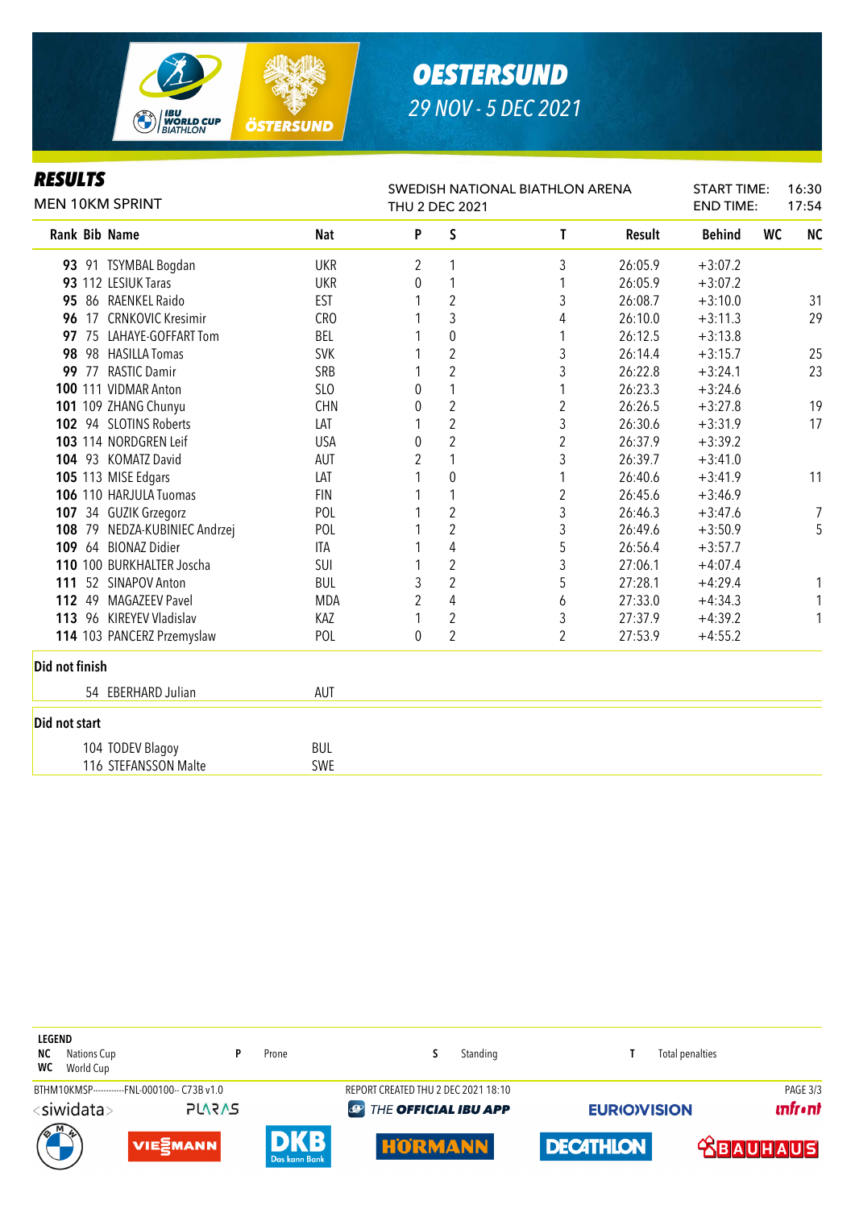# OESTERSUND

29 NOV - 5 DEC 2021

## RESULTS

MEN 10KM SPRINT

SWEDISH NATIONAL BIATHLON ARENA
THU 2 DEC 2021

START TIME: 16:30
END TIME: 17:54

| Rank | Bib | Name | Nat | P | S | T | Result | Behind | WC | NC |
|---|---|---|---|---|---|---|---|---|---|---|
| **93** | 91 | TSYMBAL Bogdan | UKR | 2 | 1 | 3 | 26:05.9 | +3:07.2 | | |
| **93** | 112 | LESIUK Taras | UKR | 0 | 1 | 1 | 26:05.9 | +3:07.2 | | |
| **95** | 86 | RAENKEL Raido | EST | 1 | 2 | 3 | 26:08.7 | +3:10.0 | | 31 |
| **96** | 17 | CRNKOVIC Kresimir | CRO | 1 | 3 | 4 | 26:10.0 | +3:11.3 | | 29 |
| **97** | 75 | LAHAYE-GOFFART Tom | BEL | 1 | 0 | 1 | 26:12.5 | +3:13.8 | | |
| **98** | 98 | HASILLA Tomas | SVK | 1 | 2 | 3 | 26:14.4 | +3:15.7 | | 25 |
| **99** | 77 | RASTIC Damir | SRB | 1 | 2 | 3 | 26:22.8 | +3:24.1 | | 23 |
| **100** | 111 | VIDMAR Anton | SLO | 0 | 1 | 1 | 26:23.3 | +3:24.6 | | |
| **101** | 109 | ZHANG Chunyu | CHN | 0 | 2 | 2 | 26:26.5 | +3:27.8 | | 19 |
| **102** | 94 | SLOTINS Roberts | LAT | 1 | 2 | 3 | 26:30.6 | +3:31.9 | | 17 |
| **103** | 114 | NORDGREN Leif | USA | 0 | 2 | 2 | 26:37.9 | +3:39.2 | | |
| **104** | 93 | KOMATZ David | AUT | 2 | 1 | 3 | 26:39.7 | +3:41.0 | | |
| **105** | 113 | MISE Edgars | LAT | 1 | 0 | 1 | 26:40.6 | +3:41.9 | | 11 |
| **106** | 110 | HARJULA Tuomas | FIN | 1 | 1 | 2 | 26:45.6 | +3:46.9 | | |
| **107** | 34 | GUZIK Grzegorz | POL | 1 | 2 | 3 | 26:46.3 | +3:47.6 | | 7 |
| **108** | 79 | NEDZA-KUBINIEC Andrzej | POL | 1 | 2 | 3 | 26:49.6 | +3:50.9 | | 5 |
| **109** | 64 | BIONAZ Didier | ITA | 1 | 4 | 5 | 26:56.4 | +3:57.7 | | |
| **110** | 100 | BURKHALTER Joscha | SUI | 1 | 2 | 3 | 27:06.1 | +4:07.4 | | |
| **111** | 52 | SINAPOV Anton | BUL | 3 | 2 | 5 | 27:28.1 | +4:29.4 | | 1 |
| **112** | 49 | MAGAZEEV Pavel | MDA | 2 | 4 | 6 | 27:33.0 | +4:34.3 | | 1 |
| **113** | 96 | KIREYEV Vladislav | KAZ | 1 | 2 | 3 | 27:37.9 | +4:39.2 | | 1 |
| **114** | 103 | PANCERZ Przemyslaw | POL | 0 | 2 | 2 | 27:53.9 | +4:55.2 | | |

### Did not finish

| Bib | Name | Nat |
|---|---|---|
| 54 | EBERHARD Julian | AUT |

### Did not start

| Bib | Name | Nat |
|---|---|---|
| 104 | TODEV Blagoy | BUL |
| 116 | STEFANSSON Malte | SWE |

**LEGEND**
**NC** Nations Cup
**WC** World Cup
**P** Prone
**S** Standing
**T** Total penalties

BTHM10KMSP-----------FNL-000100-- C73B v1.0
REPORT CREATED THU 2 DEC 2021 18:10